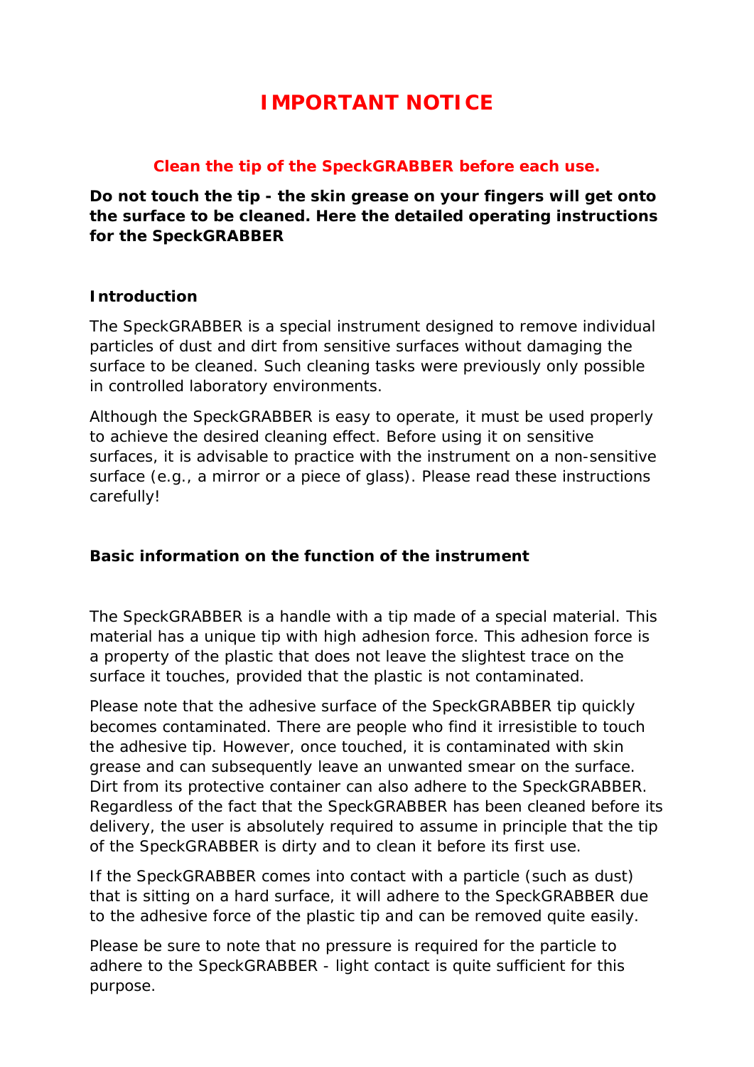# IMPORTANT NOTICE

**Clean the tip of the SpeckGRABBER before each use.**

**Do not touch the tip - the skin grease on your fingers will get onto the surface to be cleaned. Here the detailed operating instructions for the SpeckGRABBER**

### Introduction

The SpeckGRABBER is a special instrument designed to remove individual particles of dust and dirt from sensitive surfaces without damaging the surface to be cleaned. Such cleaning tasks were previously only possible in controlled laboratory environments.

Although the SpeckGRABBER is easy to operate, it must be used properly to achieve the desired cleaning effect. Before using it on sensitive surfaces, it is advisable to practice with the instrument on a non-sensitive surface (e.g., a mirror or a piece of glass). Please read these instructions carefully!

### Basic information on the function of the instrument

The SpeckGRABBER is a handle with a tip made of a special material. This material has a unique tip with high adhesion force. This adhesion force is a property of the plastic that does not leave the slightest trace on the surface it touches, provided that the plastic is not contaminated.

Please note that the adhesive surface of the SpeckGRABBER tip quickly becomes contaminated. There are people who find it irresistible to touch the adhesive tip. However, once touched, it is contaminated with skin grease and can subsequently leave an unwanted smear on the surface. Dirt from its protective container can also adhere to the SpeckGRABBER. Regardless of the fact that the SpeckGRABBER has been cleaned before its delivery, the user is absolutely required to assume in principle that the tip of the SpeckGRABBER is dirty and to clean it before its first use.

If the SpeckGRABBER comes into contact with a particle (such as dust) that is sitting on a hard surface, it will adhere to the SpeckGRABBER due to the adhesive force of the plastic tip and can be removed quite easily.

Please be sure to note that no pressure is required for the particle to adhere to the SpeckGRABBER - light contact is quite sufficient for this purpose.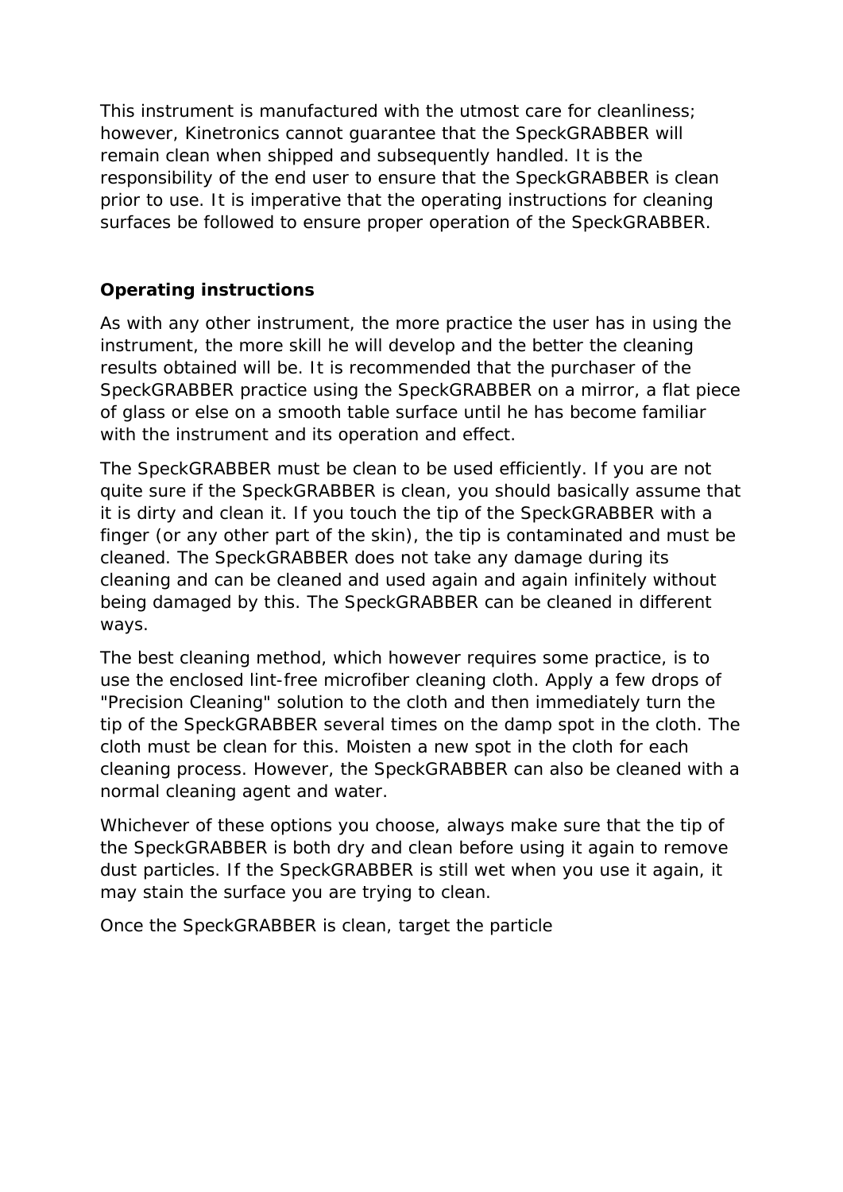This instrument is manufactured with the utmost care for cleanliness; however, Kinetronics cannot guarantee that the SpeckGRABBER will remain clean when shipped and subsequently handled. It is the responsibility of the end user to ensure that the SpeckGRABBER is clean prior to use. It is imperative that the operating instructions for cleaning surfaces be followed to ensure proper operation of the SpeckGRABBER.

**Operating instructions**

As with any other instrument, the more practice the user has in using the instrument, the more skill he will develop and the better the cleaning results obtained will be. It is recommended that the purchaser of the SpeckGRABBER practice using the SpeckGRABBER on a mirror, a flat piece of glass or else on a smooth table surface until he has become familiar with the instrument and its operation and effect.

The SpeckGRABBER must be clean to be used efficiently. If you are not quite sure if the SpeckGRABBER is clean, you should basically assume that it is dirty and clean it. If you touch the tip of the SpeckGRABBER with a finger (or any other part of the skin), the tip is contaminated and must be cleaned. The SpeckGRABBER does not take any damage during its cleaning and can be cleaned and used again and again infinitely without being damaged by this. The SpeckGRABBER can be cleaned in different ways.

The best cleaning method, which however requires some practice, is to use the enclosed lint-free microfiber cleaning cloth. Apply a few drops of "Precision Cleaning" solution to the cloth and then immediately turn the tip of the SpeckGRABBER several times on the damp spot in the cloth. The cloth must be clean for this. Moisten a new spot in the cloth for each cleaning process. However, the SpeckGRABBER can also be cleaned with a normal cleaning agent and water.

Whichever of these options you choose, always make sure that the tip of the SpeckGRABBER is both dry and clean before using it again to remove dust particles. If the SpeckGRABBER is still wet when you use it again, it may stain the surface you are trying to clean.

Once the SpeckGRABBER is clean, target the particle